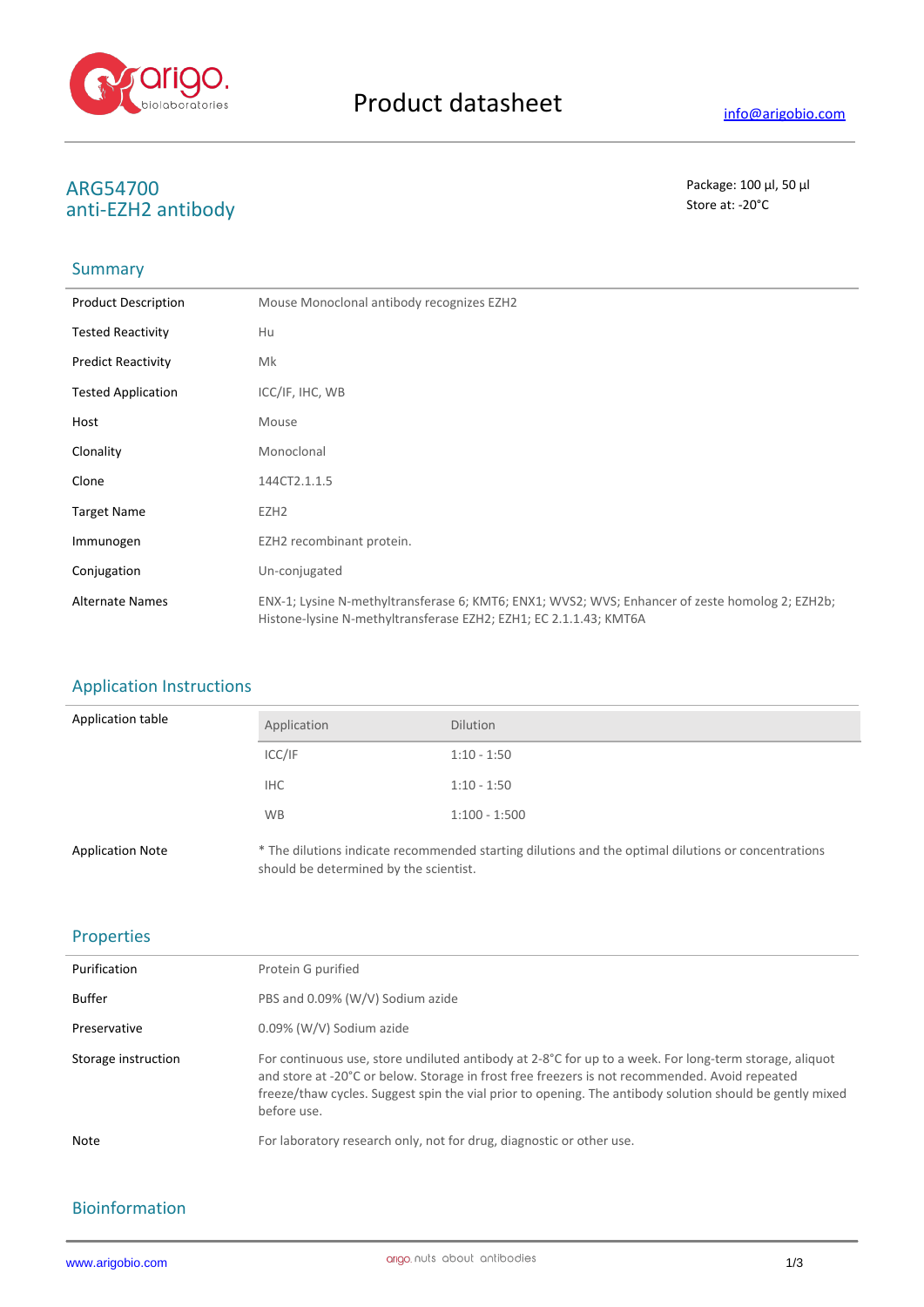Product datasheet

info@arigobio.com

# ARG54700
# anti-EZH2 antibody

Package: 100 μl, 50 μl
Store at: -20°C

## Summary

| | |
|---|---|
| Product Description | Mouse Monoclonal antibody recognizes EZH2 |
| Tested Reactivity | Hu |
| Predict Reactivity | Mk |
| Tested Application | ICC/IF, IHC, WB |
| Host | Mouse |
| Clonality | Monoclonal |
| Clone | 144CT2.1.1.5 |
| Target Name | EZH2 |
| Immunogen | EZH2 recombinant protein. |
| Conjugation | Un-conjugated |
| Alternate Names | ENX-1; Lysine N-methyltransferase 6; KMT6; ENX1; WVS2; WVS; Enhancer of zeste homolog 2; EZH2b; Histone-lysine N-methyltransferase EZH2; EZH1; EC 2.1.1.43; KMT6A |

## Application Instructions

Application table

| Application | Dilution |
|---|---|
| ICC/IF | 1:10 - 1:50 |
| IHC | 1:10 - 1:50 |
| WB | 1:100 - 1:500 |

| | |
|---|---|
| Application Note | * The dilutions indicate recommended starting dilutions and the optimal dilutions or concentrations should be determined by the scientist. |

## Properties

| | |
|---|---|
| Purification | Protein G purified |
| Buffer | PBS and 0.09% (W/V) Sodium azide |
| Preservative | 0.09% (W/V) Sodium azide |
| Storage instruction | For continuous use, store undiluted antibody at 2-8°C for up to a week. For long-term storage, aliquot and store at -20°C or below. Storage in frost free freezers is not recommended. Avoid repeated freeze/thaw cycles. Suggest spin the vial prior to opening. The antibody solution should be gently mixed before use. |
| Note | For laboratory research only, not for drug, diagnostic or other use. |

## Bioinformation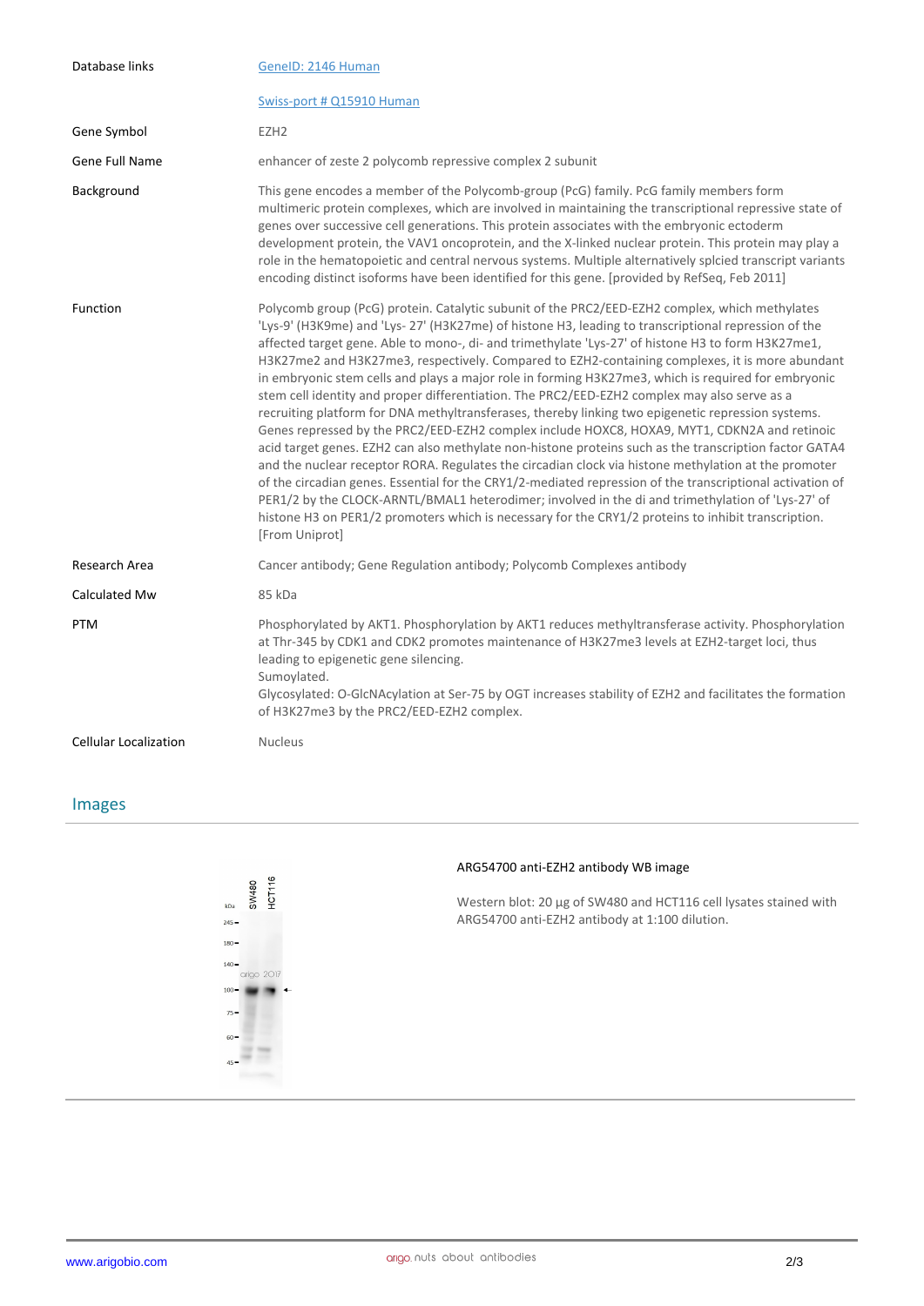| | |
|---|---|
| Database links | GeneID: 2146 Human<br>Swiss-port # Q15910 Human |
| Gene Symbol | EZH2 |
| Gene Full Name | enhancer of zeste 2 polycomb repressive complex 2 subunit |
| Background | This gene encodes a member of the Polycomb-group (PcG) family. PcG family members form multimeric protein complexes, which are involved in maintaining the transcriptional repressive state of genes over successive cell generations. This protein associates with the embryonic ectoderm development protein, the VAV1 oncoprotein, and the X-linked nuclear protein. This protein may play a role in the hematopoietic and central nervous systems. Multiple alternatively splcied transcript variants encoding distinct isoforms have been identified for this gene. [provided by RefSeq, Feb 2011] |
| Function | Polycomb group (PcG) protein. Catalytic subunit of the PRC2/EED-EZH2 complex, which methylates 'Lys-9' (H3K9me) and 'Lys- 27' (H3K27me) of histone H3, leading to transcriptional repression of the affected target gene. Able to mono-, di- and trimethylate 'Lys-27' of histone H3 to form H3K27me1, H3K27me2 and H3K27me3, respectively. Compared to EZH2-containing complexes, it is more abundant in embryonic stem cells and plays a major role in forming H3K27me3, which is required for embryonic stem cell identity and proper differentiation. The PRC2/EED-EZH2 complex may also serve as a recruiting platform for DNA methyltransferases, thereby linking two epigenetic repression systems. Genes repressed by the PRC2/EED-EZH2 complex include HOXC8, HOXA9, MYT1, CDKN2A and retinoic acid target genes. EZH2 can also methylate non-histone proteins such as the transcription factor GATA4 and the nuclear receptor RORA. Regulates the circadian clock via histone methylation at the promoter of the circadian genes. Essential for the CRY1/2-mediated repression of the transcriptional activation of PER1/2 by the CLOCK-ARNTL/BMAL1 heterodimer; involved in the di and trimethylation of 'Lys-27' of histone H3 on PER1/2 promoters which is necessary for the CRY1/2 proteins to inhibit transcription. [From Uniprot] |
| Research Area | Cancer antibody; Gene Regulation antibody; Polycomb Complexes antibody |
| Calculated Mw | 85 kDa |
| PTM | Phosphorylated by AKT1. Phosphorylation by AKT1 reduces methyltransferase activity. Phosphorylation at Thr-345 by CDK1 and CDK2 promotes maintenance of H3K27me3 levels at EZH2-target loci, thus leading to epigenetic gene silencing.<br>Sumoylated.<br>Glycosylated: O-GlcNAcylation at Ser-75 by OGT increases stability of EZH2 and facilitates the formation of H3K27me3 by the PRC2/EED-EZH2 complex. |
| Cellular Localization | Nucleus |

## Images

**ARG54700 anti-EZH2 antibody WB image**

Western blot: 20 µg of SW480 and HCT116 cell lysates stained with ARG54700 anti-EZH2 antibody at 1:100 dilution.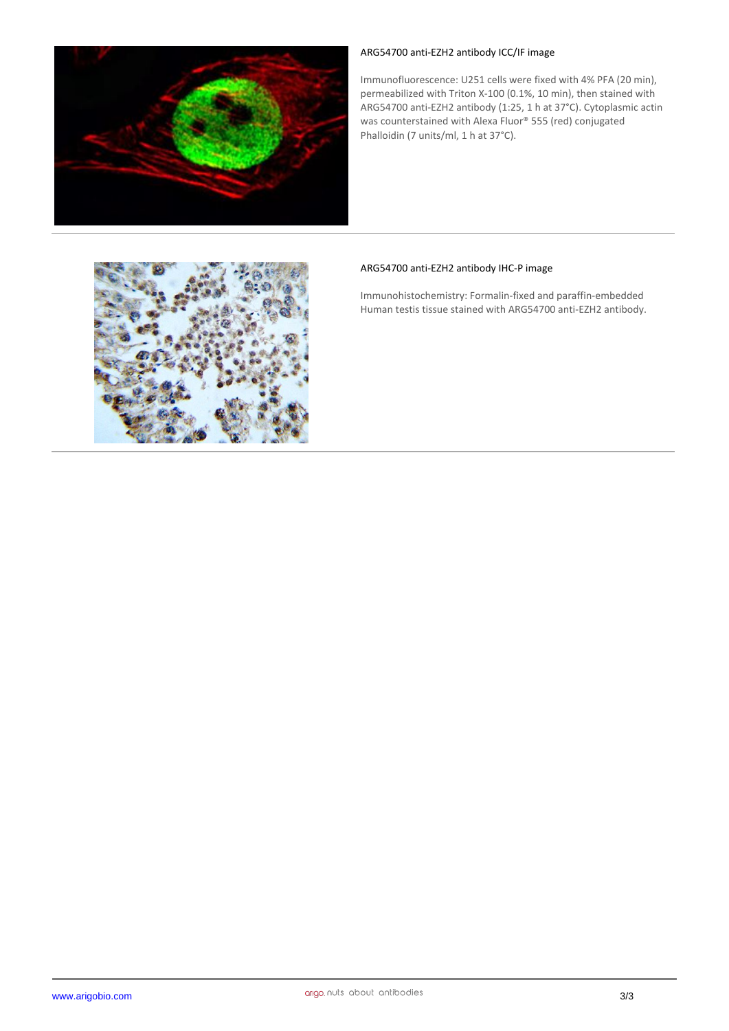### ARG54700 anti-EZH2 antibody ICC/IF image

Immunofluorescence: U251 cells were fixed with 4% PFA (20 min), permeabilized with Triton X-100 (0.1%, 10 min), then stained with ARG54700 anti-EZH2 antibody (1:25, 1 h at 37°C). Cytoplasmic actin was counterstained with Alexa Fluor® 555 (red) conjugated Phalloidin (7 units/ml, 1 h at 37°C).

---

### ARG54700 anti-EZH2 antibody IHC-P image

Immunohistochemistry: Formalin-fixed and paraffin-embedded Human testis tissue stained with ARG54700 anti-EZH2 antibody.

---